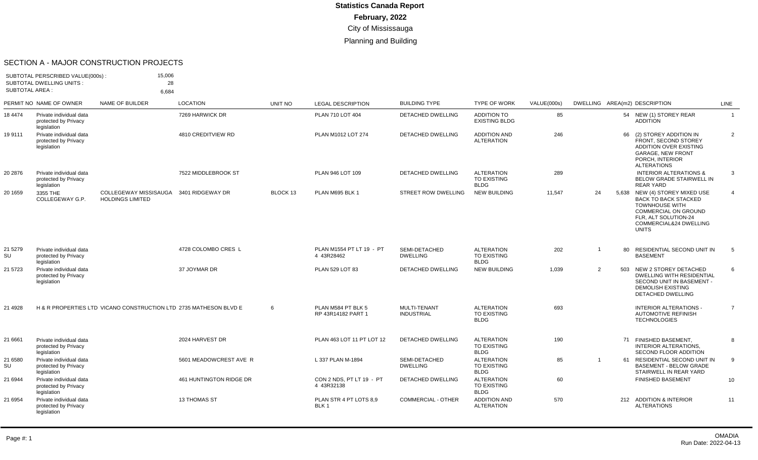**Statistics Canada Report**

**February, 2022**

City of Mississauga

Planning and Building

## SECTION A - MAJOR CONSTRUCTION PROJECTS

SUBTOTAL PERSCRIBED VALUE(000s) : 15,006
SUBTOTAL DWELLING UNITS : 28
SUBTOTAL AREA : 6,684

| PERMIT NO | NAME OF OWNER | NAME OF BUILDER | LOCATION | UNIT NO | LEGAL DESCRIPTION | BUILDING TYPE | TYPE OF WORK | VALUE(000s) | DWELLING | AREA(m2) | DESCRIPTION | LINE |
|---|---|---|---|---|---|---|---|---|---|---|---|---|
| 18 4474 | Private individual data protected by Privacy legislation | | 7269 HARWICK DR | | PLAN 710 LOT 404 | DETACHED DWELLING | ADDITION TO EXISTING BLDG | 85 | | 54 | NEW (1) STOREY REAR ADDITION | 1 |
| 19 9111 | Private individual data protected by Privacy legislation | | 4810 CREDITVIEW RD | | PLAN M1012 LOT 274 | DETACHED DWELLING | ADDITION AND ALTERATION | 246 | | 66 | (2) STOREY ADDITION IN FRONT, SECOND STOREY ADDITION OVER EXISTING GARAGE, NEW FRONT PORCH, INTERIOR ALTERATIONS | 2 |
| 20 2876 | Private individual data protected by Privacy legislation | | 7522 MIDDLEBROOK ST | | PLAN 946 LOT 109 | DETACHED DWELLING | ALTERATION TO EXISTING BLDG | 289 | | | INTERIOR ALTERATIONS & BELOW GRADE STAIRWELL IN REAR YARD | 3 |
| 20 1659 | 3355 THE COLLEGEWAY G.P. | COLLEGEWAY MISSISAUGA HOLDINGS LIMITED | 3401 RIDGEWAY DR | BLOCK 13 | PLAN M695 BLK 1 | STREET ROW DWELLING | NEW BUILDING | 11,547 | 24 | 5,638 | NEW (4) STOREY MIXED USE BACK TO BACK STACKED TOWNHOUSE WITH COMMERCIAL ON GROUND FLR, ALT SOLUTION-24 COMMERCIAL&24 DWELLING UNITS | 4 |
| 21 5279 SU | Private individual data protected by Privacy legislation | | 4728 COLOMBO CRES L | | PLAN M1554 PT LT 19 - PT 4 43R28462 | SEMI-DETACHED DWELLING | ALTERATION TO EXISTING BLDG | 202 | 1 | 80 | RESIDENTIAL SECOND UNIT IN BASEMENT | 5 |
| 21 5723 | Private individual data protected by Privacy legislation | | 37 JOYMAR DR | | PLAN 529 LOT 83 | DETACHED DWELLING | NEW BUILDING | 1,039 | 2 | 503 | NEW 2 STOREY DETACHED DWELLING WITH RESIDENTIAL SECOND UNIT IN BASEMENT - DEMOLISH EXISTING DETACHED DWELLING | 6 |
| 21 4928 | H & R PROPERTIES LTD | VICANO CONSTRUCTION LTD | 2735 MATHESON BLVD E | 6 | PLAN M584 PT BLK 5 RP 43R14182 PART 1 | MULTI-TENANT INDUSTRIAL | ALTERATION TO EXISTING BLDG | 693 | | | INTERIOR ALTERATIONS - AUTOMOTIVE REFINISH TECHNOLOGIES | 7 |
| 21 6661 | Private individual data protected by Privacy legislation | | 2024 HARVEST DR | | PLAN 463 LOT 11 PT LOT 12 | DETACHED DWELLING | ALTERATION TO EXISTING BLDG | 190 | | 71 | FINISHED BASEMENT, INTERIOR ALTERATIONS, SECOND FLOOR ADDITION | 8 |
| 21 6580 SU | Private individual data protected by Privacy legislation | | 5601 MEADOWCREST AVE R | | L 337 PLAN M-1894 | SEMI-DETACHED DWELLING | ALTERATION TO EXISTING BLDG | 85 | 1 | 61 | RESIDENTIAL SECOND UNIT IN BASEMENT - BELOW GRADE STAIRWELL IN REAR YARD | 9 |
| 21 6944 | Private individual data protected by Privacy legislation | | 461 HUNTINGTON RIDGE DR | | CON 2 NDS, PT LT 19 - PT 4 43R32138 | DETACHED DWELLING | ALTERATION TO EXISTING BLDG | 60 | | | FINISHED BASEMENT | 10 |
| 21 6954 | Private individual data protected by Privacy legislation | | 13 THOMAS ST | | PLAN STR 4 PT LOTS 8,9 BLK 1 | COMMERCIAL - OTHER | ADDITION AND ALTERATION | 570 | | 212 | ADDITION & INTERIOR ALTERATIONS | 11 |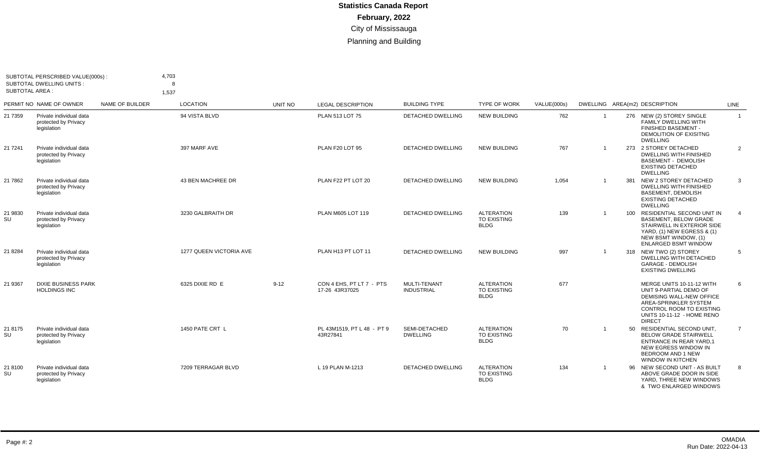# Statistics Canada Report

## February, 2022

City of Mississauga

Planning and Building

SUBTOTAL PERSCRIBED VALUE(000s) : 4,703
SUBTOTAL DWELLING UNITS : 8
SUBTOTAL AREA : 1,537

| PERMIT NO | NAME OF OWNER | NAME OF BUILDER | LOCATION | UNIT NO | LEGAL DESCRIPTION | BUILDING TYPE | TYPE OF WORK | VALUE(000s) | DWELLING | AREA(m2) | DESCRIPTION | LINE |
|---|---|---|---|---|---|---|---|---|---|---|---|---|
| 21 7359 | Private individual data protected by Privacy legislation | | 94 VISTA BLVD | | PLAN 513 LOT 75 | DETACHED DWELLING | NEW BUILDING | 762 | 1 | 276 | NEW (2) STOREY SINGLE FAMILY DWELLING WITH FINISHED BASEMENT - DEMOLITION OF EXISITNG DWELLING | 1 |
| 21 7241 | Private individual data protected by Privacy legislation | | 397 MARF AVE | | PLAN F20 LOT 95 | DETACHED DWELLING | NEW BUILDING | 767 | 1 | 273 | 2 STOREY DETACHED DWELLING WITH FINISHED BASEMENT - DEMOLISH EXISTING DETACHED DWELLING | 2 |
| 21 7862 | Private individual data protected by Privacy legislation | | 43 BEN MACHREE DR | | PLAN F22 PT LOT 20 | DETACHED DWELLING | NEW BUILDING | 1,054 | 1 | 381 | NEW 2 STOREY DETACHED DWELLING WITH FINISHED BASEMENT, DEMOLISH EXISTING DETACHED DWELLING | 3 |
| 21 9830 SU | Private individual data protected by Privacy legislation | | 3230 GALBRAITH DR | | PLAN M605 LOT 119 | DETACHED DWELLING | ALTERATION TO EXISTING BLDG | 139 | 1 | 100 | RESIDENTIAL SECOND UNIT IN BASEMENT, BELOW GRADE STAIRWELL IN EXTERIOR SIDE YARD, (1) NEW EGRESS & (1) NEW BSMT WINDOW, (1) ENLARGED BSMT WINDOW | 4 |
| 21 8284 | Private individual data protected by Privacy legislation | | 1277 QUEEN VICTORIA AVE | | PLAN H13 PT LOT 11 | DETACHED DWELLING | NEW BUILDING | 997 | 1 | 318 | NEW TWO (2) STOREY DWELLING WITH DETACHED GARAGE - DEMOLISH EXISTING DWELLING | 5 |
| 21 9367 | DIXIE BUSINESS PARK HOLDINGS INC | | 6325 DIXIE RD E | 9-12 | CON 4 EHS, PT LT 7 - PTS 17-26 43R37025 | MULTI-TENANT INDUSTRIAL | ALTERATION TO EXISTING BLDG | 677 | | | MERGE UNITS 10-11-12 WITH UNIT 9-PARTIAL DEMO OF DEMISING WALL-NEW OFFICE AREA-SPRINKLER SYSTEM CONTROL ROOM TO EXISTING UNITS 10-11-12 - HOME RENO DIRECT | 6 |
| 21 8175 SU | Private individual data protected by Privacy legislation | | 1450 PATE CRT L | | PL 43M1519, PT L 48 - PT 9 43R27841 | SEMI-DETACHED DWELLING | ALTERATION TO EXISTING BLDG | 70 | 1 | 50 | RESIDENTIAL SECOND UNIT, BELOW GRADE STAIRWELL ENTRANCE IN REAR YARD,1 NEW EGRESS WINDOW IN BEDROOM AND 1 NEW WINDOW IN KITCHEN | 7 |
| 21 8100 SU | Private individual data protected by Privacy legislation | | 7209 TERRAGAR BLVD | | L 19 PLAN M-1213 | DETACHED DWELLING | ALTERATION TO EXISTING BLDG | 134 | 1 | 96 | NEW SECOND UNIT - AS BUILT ABOVE GRADE DOOR IN SIDE YARD, THREE NEW WINDOWS & TWO ENLARGED WINDOWS | 8 |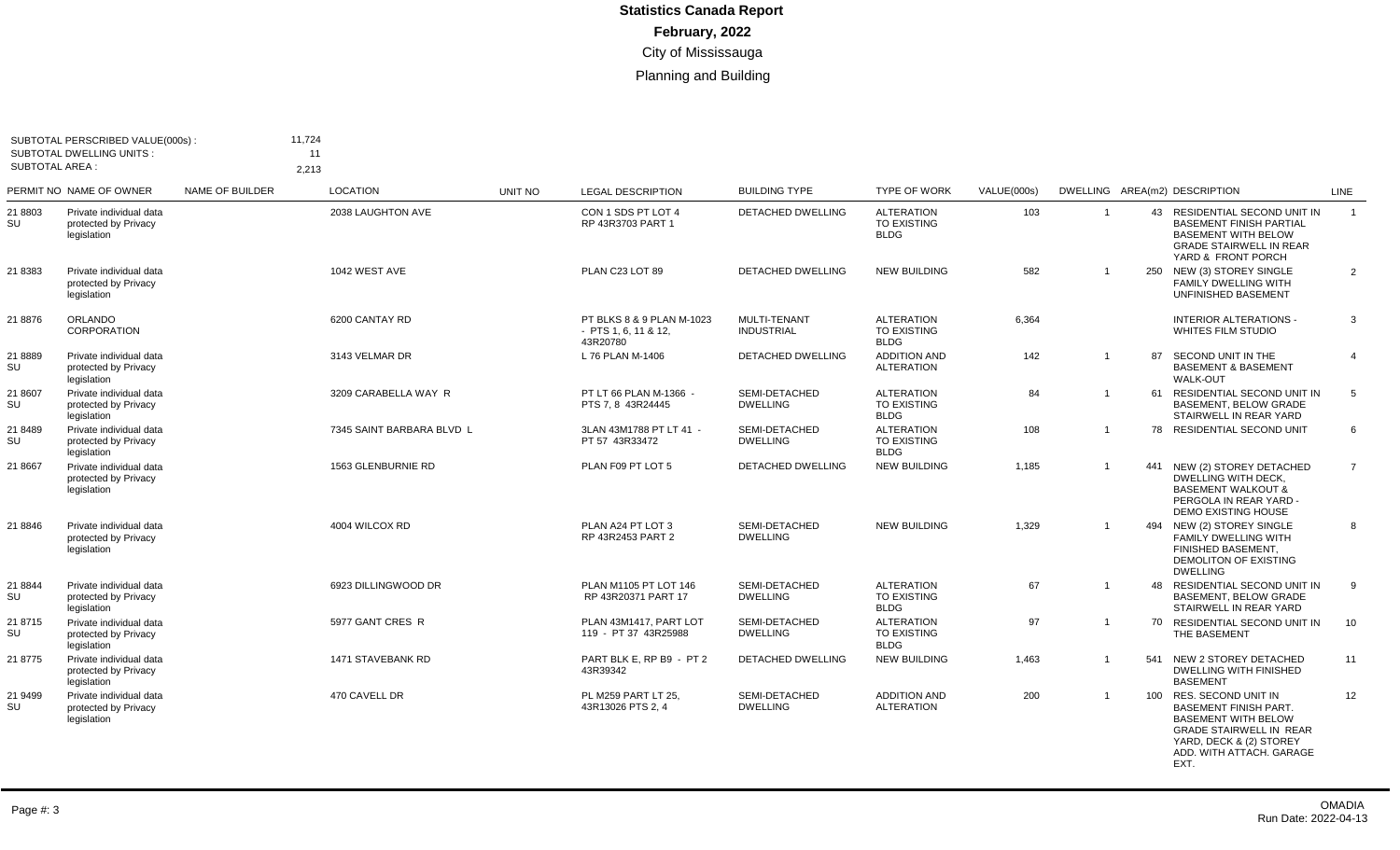**Statistics Canada Report**
**February, 2022**
City of Mississauga
Planning and Building

SUBTOTAL PERSCRIBED VALUE(000s) : 11,724
SUBTOTAL DWELLING UNITS : 11
SUBTOTAL AREA : 2,213

| PERMIT NO | NAME OF OWNER | NAME OF BUILDER | LOCATION | UNIT NO | LEGAL DESCRIPTION | BUILDING TYPE | TYPE OF WORK | VALUE(000s) | DWELLING | AREA(m2) | DESCRIPTION | LINE |
|---|---|---|---|---|---|---|---|---|---|---|---|---|
| 21 8803 SU | Private individual data protected by Privacy legislation | | 2038 LAUGHTON AVE | | CON 1 SDS PT LOT 4 RP 43R3703 PART 1 | DETACHED DWELLING | ALTERATION TO EXISTING BLDG | 103 | 1 | 43 | RESIDENTIAL SECOND UNIT IN BASEMENT FINISH PARTIAL BASEMENT WITH BELOW GRADE STAIRWELL IN REAR YARD & FRONT PORCH | 1 |
| 21 8383 | Private individual data protected by Privacy legislation | | 1042 WEST AVE | | PLAN C23 LOT 89 | DETACHED DWELLING | NEW BUILDING | 582 | 1 | 250 | NEW (3) STOREY SINGLE FAMILY DWELLING WITH UNFINISHED BASEMENT | 2 |
| 21 8876 | ORLANDO CORPORATION | | 6200 CANTAY RD | | PT BLKS 8 & 9 PLAN M-1023 - PTS 1, 6, 11 & 12, 43R20780 | MULTI-TENANT INDUSTRIAL | ALTERATION TO EXISTING BLDG | 6,364 | | | INTERIOR ALTERATIONS - WHITES FILM STUDIO | 3 |
| 21 8889 SU | Private individual data protected by Privacy legislation | | 3143 VELMAR DR | | L 76 PLAN M-1406 | DETACHED DWELLING | ADDITION AND ALTERATION | 142 | 1 | 87 | SECOND UNIT IN THE BASEMENT & BASEMENT WALK-OUT | 4 |
| 21 8607 SU | Private individual data protected by Privacy legislation | | 3209 CARABELLA WAY R | | PT LT 66 PLAN M-1366 - PTS 7, 8 43R24445 | SEMI-DETACHED DWELLING | ALTERATION TO EXISTING BLDG | 84 | 1 | 61 | RESIDENTIAL SECOND UNIT IN BASEMENT, BELOW GRADE STAIRWELL IN REAR YARD | 5 |
| 21 8489 SU | Private individual data protected by Privacy legislation | | 7345 SAINT BARBARA BLVD L | | 3LAN 43M1788 PT LT 41 - PT 57 43R33472 | SEMI-DETACHED DWELLING | ALTERATION TO EXISTING BLDG | 108 | 1 | 78 | RESIDENTIAL SECOND UNIT | 6 |
| 21 8667 | Private individual data protected by Privacy legislation | | 1563 GLENBURNIE RD | | PLAN F09 PT LOT 5 | DETACHED DWELLING | NEW BUILDING | 1,185 | 1 | 441 | NEW (2) STOREY DETACHED DWELLING WITH DECK, BASEMENT WALKOUT & PERGOLA IN REAR YARD - DEMO EXISTING HOUSE | 7 |
| 21 8846 | Private individual data protected by Privacy legislation | | 4004 WILCOX RD | | PLAN A24 PT LOT 3 RP 43R2453 PART 2 | SEMI-DETACHED DWELLING | NEW BUILDING | 1,329 | 1 | 494 | NEW (2) STOREY SINGLE FAMILY DWELLING WITH FINISHED BASEMENT, DEMOLITON OF EXISTING DWELLING | 8 |
| 21 8844 SU | Private individual data protected by Privacy legislation | | 6923 DILLINGWOOD DR | | PLAN M1105 PT LOT 146 RP 43R20371 PART 17 | SEMI-DETACHED DWELLING | ALTERATION TO EXISTING BLDG | 67 | 1 | 48 | RESIDENTIAL SECOND UNIT IN BASEMENT, BELOW GRADE STAIRWELL IN REAR YARD | 9 |
| 21 8715 SU | Private individual data protected by Privacy legislation | | 5977 GANT CRES R | | PLAN 43M1417, PART LOT 119 - PT 37 43R25988 | SEMI-DETACHED DWELLING | ALTERATION TO EXISTING BLDG | 97 | 1 | 70 | RESIDENTIAL SECOND UNIT IN THE BASEMENT | 10 |
| 21 8775 | Private individual data protected by Privacy legislation | | 1471 STAVEBANK RD | | PART BLK E, RP B9 - PT 2 43R39342 | DETACHED DWELLING | NEW BUILDING | 1,463 | 1 | 541 | NEW 2 STOREY DETACHED DWELLING WITH FINISHED BASEMENT | 11 |
| 21 9499 SU | Private individual data protected by Privacy legislation | | 470 CAVELL DR | | PL M259 PART LT 25, 43R13026 PTS 2, 4 | SEMI-DETACHED DWELLING | ADDITION AND ALTERATION | 200 | 1 | 100 | RES. SECOND UNIT IN BASEMENT FINISH PART. BASEMENT WITH BELOW GRADE STAIRWELL IN REAR YARD, DECK & (2) STOREY ADD. WITH ATTACH. GARAGE EXT. | 12 |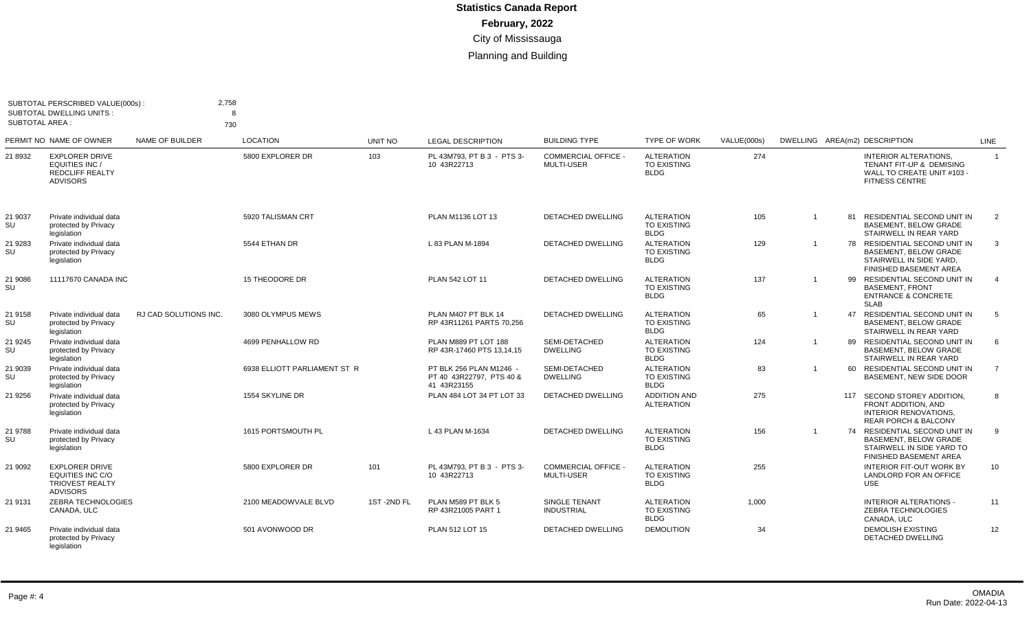# Statistics Canada Report

## February, 2022

### City of Mississauga

### Planning and Building

SUBTOTAL PERSCRIBED VALUE(000s) : 2,758
SUBTOTAL DWELLING UNITS : 8
SUBTOTAL AREA : 730

| PERMIT NO | NAME OF OWNER | NAME OF BUILDER | LOCATION | UNIT NO | LEGAL DESCRIPTION | BUILDING TYPE | TYPE OF WORK | VALUE(000s) | DWELLING | AREA(m2) | DESCRIPTION | LINE |
|---|---|---|---|---|---|---|---|---|---|---|---|---|
| 21 8932 | EXPLORER DRIVE EQUITIES INC / REDCLIFF REALTY ADVISORS | | 5800 EXPLORER DR | 103 | PL 43M793, PT B 3 - PTS 3-10 43R22713 | COMMERCIAL OFFICE - MULTI-USER | ALTERATION TO EXISTING BLDG | 274 | | | INTERIOR ALTERATIONS, TENANT FIT-UP & DEMISING WALL TO CREATE UNIT #103 - FITNESS CENTRE | 1 |
| 21 9037 SU | Private individual data protected by Privacy legislation | | 5920 TALISMAN CRT | | PLAN M1136 LOT 13 | DETACHED DWELLING | ALTERATION TO EXISTING BLDG | 105 | 1 | 81 | RESIDENTIAL SECOND UNIT IN BASEMENT, BELOW GRADE STAIRWELL IN REAR YARD | 2 |
| 21 9283 SU | Private individual data protected by Privacy legislation | | 5544 ETHAN DR | | L 83 PLAN M-1894 | DETACHED DWELLING | ALTERATION TO EXISTING BLDG | 129 | 1 | 78 | RESIDENTIAL SECOND UNIT IN BASEMENT, BELOW GRADE STAIRWELL IN SIDE YARD, FINISHED BASEMENT AREA | 3 |
| 21 9086 SU | 11117670 CANADA INC | | 15 THEODORE DR | | PLAN 542 LOT 11 | DETACHED DWELLING | ALTERATION TO EXISTING BLDG | 137 | 1 | 99 | RESIDENTIAL SECOND UNIT IN BASEMENT, FRONT ENTRANCE & CONCRETE SLAB | 4 |
| 21 9158 SU | Private individual data protected by Privacy legislation | RJ CAD SOLUTIONS INC. | 3080 OLYMPUS MEWS | | PLAN M407 PT BLK 14 RP 43R11261 PARTS 70,256 | DETACHED DWELLING | ALTERATION TO EXISTING BLDG | 65 | 1 | 47 | RESIDENTIAL SECOND UNIT IN BASEMENT, BELOW GRADE STAIRWELL IN REAR YARD | 5 |
| 21 9245 SU | Private individual data protected by Privacy legislation | | 4699 PENHALLOW RD | | PLAN M889 PT LOT 188 RP 43R-17460 PTS 13,14,15 | SEMI-DETACHED DWELLING | ALTERATION TO EXISTING BLDG | 124 | 1 | 89 | RESIDENTIAL SECOND UNIT IN BASEMENT, BELOW GRADE STAIRWELL IN REAR YARD | 6 |
| 21 9039 SU | Private individual data protected by Privacy legislation | | 6938 ELLIOTT PARLIAMENT ST R | | PT BLK 256 PLAN M1246 - PT 40 43R22797, PTS 40 & 41 43R23155 | SEMI-DETACHED DWELLING | ALTERATION TO EXISTING BLDG | 83 | 1 | 60 | RESIDENTIAL SECOND UNIT IN BASEMENT, NEW SIDE DOOR | 7 |
| 21 9256 | Private individual data protected by Privacy legislation | | 1554 SKYLINE DR | | PLAN 484 LOT 34 PT LOT 33 | DETACHED DWELLING | ADDITION AND ALTERATION | 275 | | 117 | SECOND STOREY ADDITION, FRONT ADDITION, AND INTERIOR RENOVATIONS, REAR PORCH & BALCONY | 8 |
| 21 9788 SU | Private individual data protected by Privacy legislation | | 1615 PORTSMOUTH PL | | L 43 PLAN M-1634 | DETACHED DWELLING | ALTERATION TO EXISTING BLDG | 156 | 1 | 74 | RESIDENTIAL SECOND UNIT IN BASEMENT, BELOW GRADE STAIRWELL IN SIDE YARD TO FINISHED BASEMENT AREA | 9 |
| 21 9092 | EXPLORER DRIVE EQUITIES INC C/O TRIOVEST REALTY ADVISORS | | 5800 EXPLORER DR | 101 | PL 43M793, PT B 3 - PTS 3-10 43R22713 | COMMERCIAL OFFICE - MULTI-USER | ALTERATION TO EXISTING BLDG | 255 | | | INTERIOR FIT-OUT WORK BY LANDLORD FOR AN OFFICE USE | 10 |
| 21 9131 | ZEBRA TECHNOLOGIES CANADA, ULC | | 2100 MEADOWVALE BLVD | 1ST -2ND FL | PLAN M589 PT BLK 5 RP 43R21005 PART 1 | SINGLE TENANT INDUSTRIAL | ALTERATION TO EXISTING BLDG | 1,000 | | | INTERIOR ALTERATIONS - ZEBRA TECHNOLOGIES CANADA, ULC | 11 |
| 21 9465 | Private individual data protected by Privacy legislation | | 501 AVONWOOD DR | | PLAN 512 LOT 15 | DETACHED DWELLING | DEMOLITION | 34 | | | DEMOLISH EXISTING DETACHED DWELLING | 12 |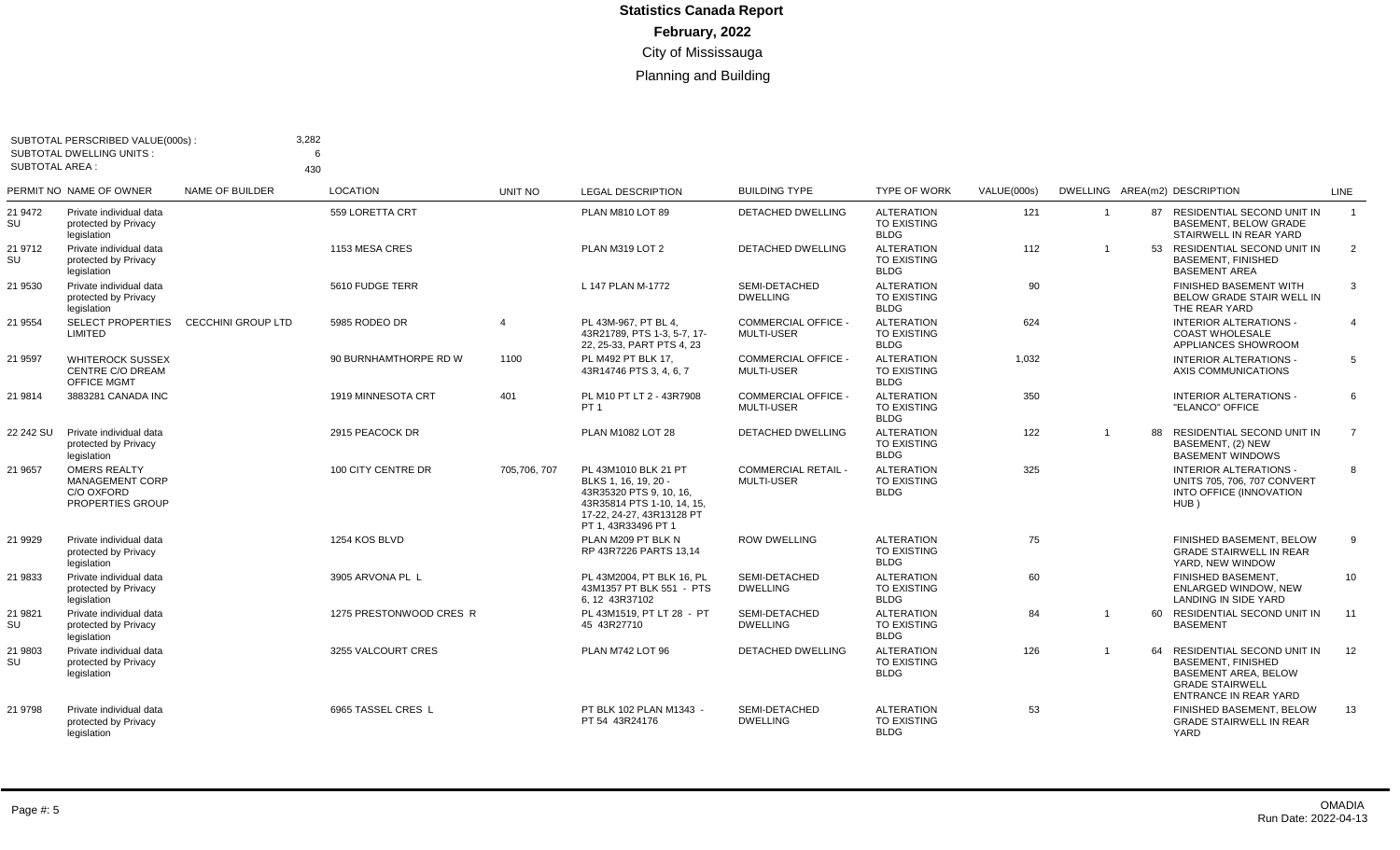# Statistics Canada Report

## February, 2022

City of Mississauga

Planning and Building

SUBTOTAL PERSCRIBED VALUE(000s) : 3,282
SUBTOTAL DWELLING UNITS : 6
SUBTOTAL AREA : 430

| PERMIT NO | NAME OF OWNER | NAME OF BUILDER | LOCATION | UNIT NO | LEGAL DESCRIPTION | BUILDING TYPE | TYPE OF WORK | VALUE(000s) | DWELLING | AREA(m2) | DESCRIPTION | LINE |
|---|---|---|---|---|---|---|---|---|---|---|---|---|
| 21 9472 SU | Private individual data protected by Privacy legislation | | 559 LORETTA CRT | | PLAN M810 LOT 89 | DETACHED DWELLING | ALTERATION TO EXISTING BLDG | 121 | 1 | 87 | RESIDENTIAL SECOND UNIT IN BASEMENT, BELOW GRADE STAIRWELL IN REAR YARD | 1 |
| 21 9712 SU | Private individual data protected by Privacy legislation | | 1153 MESA CRES | | PLAN M319 LOT 2 | DETACHED DWELLING | ALTERATION TO EXISTING BLDG | 112 | 1 | 53 | RESIDENTIAL SECOND UNIT IN BASEMENT, FINISHED BASEMENT AREA | 2 |
| 21 9530 | Private individual data protected by Privacy legislation | | 5610 FUDGE TERR | | L 147 PLAN M-1772 | SEMI-DETACHED DWELLING | ALTERATION TO EXISTING BLDG | 90 | | | FINISHED BASEMENT WITH BELOW GRADE STAIR WELL IN THE REAR YARD | 3 |
| 21 9554 | SELECT PROPERTIES LIMITED | CECCHINI GROUP LTD | 5985 RODEO DR | 4 | PL 43M-967, PT BL 4, 43R21789, PTS 1-3, 5-7, 17-22, 25-33, PART PTS 4, 23 | COMMERCIAL OFFICE - MULTI-USER | ALTERATION TO EXISTING BLDG | 624 | | | INTERIOR ALTERATIONS - COAST WHOLESALE APPLIANCES SHOWROOM | 4 |
| 21 9597 | WHITEROCK SUSSEX CENTRE C/O DREAM OFFICE MGMT | | 90 BURNHAMTHORPE RD W | 1100 | PL M492 PT BLK 17, 43R14746 PTS 3, 4, 6, 7 | COMMERCIAL OFFICE - MULTI-USER | ALTERATION TO EXISTING BLDG | 1,032 | | | INTERIOR ALTERATIONS - AXIS COMMUNICATIONS | 5 |
| 21 9814 | 3883281 CANADA INC | | 1919 MINNESOTA CRT | 401 | PL M10 PT LT 2 - 43R7908 PT 1 | COMMERCIAL OFFICE - MULTI-USER | ALTERATION TO EXISTING BLDG | 350 | | | INTERIOR ALTERATIONS - "ELANCO" OFFICE | 6 |
| 22 242 SU | Private individual data protected by Privacy legislation | | 2915 PEACOCK DR | | PLAN M1082 LOT 28 | DETACHED DWELLING | ALTERATION TO EXISTING BLDG | 122 | 1 | 88 | RESIDENTIAL SECOND UNIT IN BASEMENT, (2) NEW BASEMENT WINDOWS | 7 |
| 21 9657 | OMERS REALTY MANAGEMENT CORP C/O OXFORD PROPERTIES GROUP | | 100 CITY CENTRE DR | 705,706, 707 | PL 43M1010 BLK 21 PT BLKS 1, 16, 19, 20 - 43R35320 PTS 9, 10, 16, 43R35814 PTS 1-10, 14, 15, 17-22, 24-27, 43R13128 PT PT 1, 43R33496 PT 1 | COMMERCIAL RETAIL - MULTI-USER | ALTERATION TO EXISTING BLDG | 325 | | | INTERIOR ALTERATIONS - UNITS 705, 706, 707 CONVERT INTO OFFICE (INNOVATION HUB ) | 8 |
| 21 9929 | Private individual data protected by Privacy legislation | | 1254 KOS BLVD | | PLAN M209 PT BLK N RP 43R7226 PARTS 13,14 | ROW DWELLING | ALTERATION TO EXISTING BLDG | 75 | | | FINISHED BASEMENT, BELOW GRADE STAIRWELL IN REAR YARD, NEW WINDOW | 9 |
| 21 9833 | Private individual data protected by Privacy legislation | | 3905 ARVONA PL L | | PL 43M2004, PT BLK 16, PL 43M1357 PT BLK 551 - PTS 6, 12 43R37102 | SEMI-DETACHED DWELLING | ALTERATION TO EXISTING BLDG | 60 | | | FINISHED BASEMENT, ENLARGED WINDOW, NEW LANDING IN SIDE YARD | 10 |
| 21 9821 SU | Private individual data protected by Privacy legislation | | 1275 PRESTONWOOD CRES R | | PL 43M1519, PT LT 28 - PT 45 43R27710 | SEMI-DETACHED DWELLING | ALTERATION TO EXISTING BLDG | 84 | 1 | 60 | RESIDENTIAL SECOND UNIT IN BASEMENT | 11 |
| 21 9803 SU | Private individual data protected by Privacy legislation | | 3255 VALCOURT CRES | | PLAN M742 LOT 96 | DETACHED DWELLING | ALTERATION TO EXISTING BLDG | 126 | 1 | 64 | RESIDENTIAL SECOND UNIT IN BASEMENT, FINISHED BASEMENT AREA, BELOW GRADE STAIRWELL ENTRANCE IN REAR YARD | 12 |
| 21 9798 | Private individual data protected by Privacy legislation | | 6965 TASSEL CRES L | | PT BLK 102 PLAN M1343 - PT 54 43R24176 | SEMI-DETACHED DWELLING | ALTERATION TO EXISTING BLDG | 53 | | | FINISHED BASEMENT, BELOW GRADE STAIRWELL IN REAR YARD | 13 |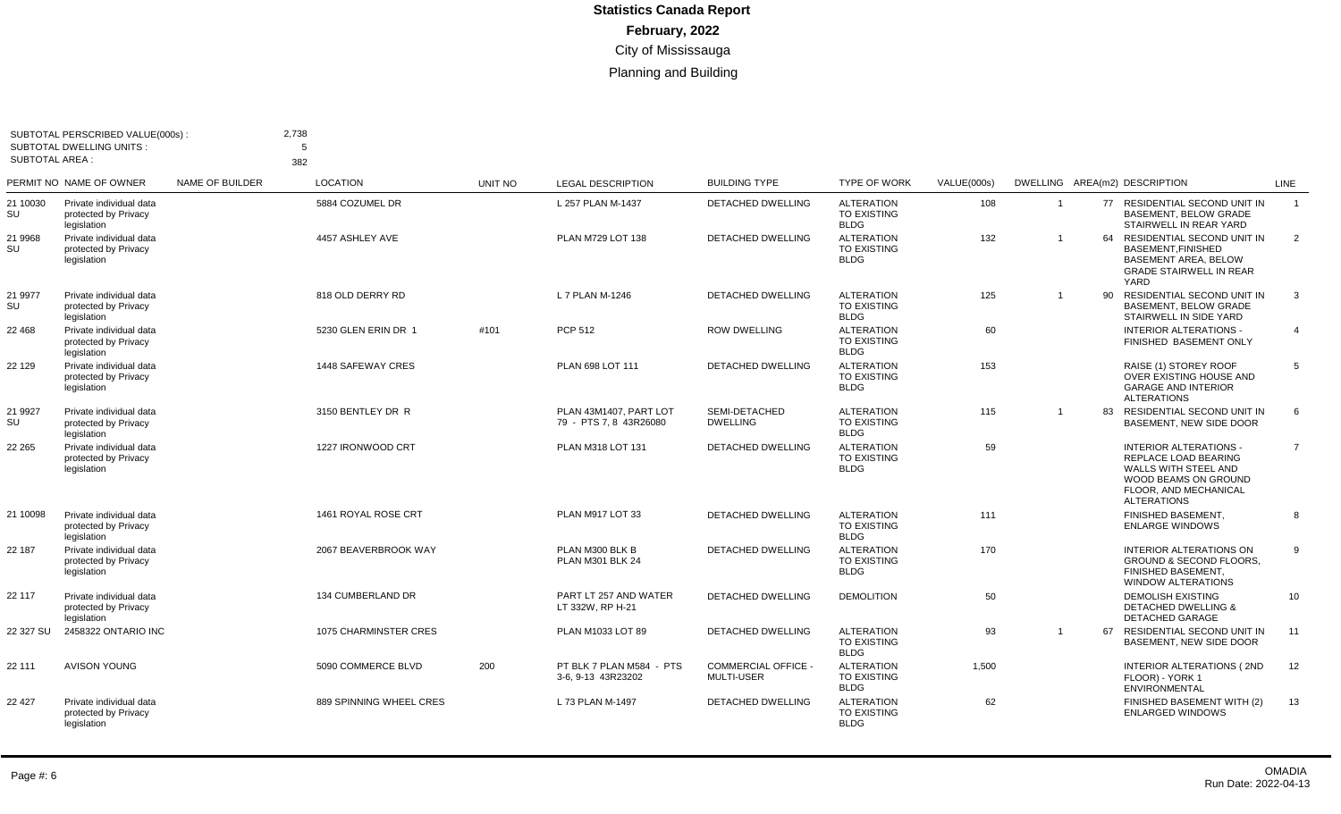# Statistics Canada Report

**February, 2022**

City of Mississauga

Planning and Building

SUBTOTAL PERSCRIBED VALUE(000s) : 2,738
SUBTOTAL DWELLING UNITS : 5
SUBTOTAL AREA : 382

| PERMIT NO | NAME OF OWNER | NAME OF BUILDER | LOCATION | UNIT NO | LEGAL DESCRIPTION | BUILDING TYPE | TYPE OF WORK | VALUE(000s) | DWELLING | AREA(m2) | DESCRIPTION | LINE |
|---|---|---|---|---|---|---|---|---|---|---|---|---|
| 21 10030 SU | Private individual data protected by Privacy legislation | | 5884 COZUMEL DR | | L 257 PLAN M-1437 | DETACHED DWELLING | ALTERATION TO EXISTING BLDG | 108 | 1 | 77 | RESIDENTIAL SECOND UNIT IN BASEMENT, BELOW GRADE STAIRWELL IN REAR YARD | 1 |
| 21 9968 SU | Private individual data protected by Privacy legislation | | 4457 ASHLEY AVE | | PLAN M729 LOT 138 | DETACHED DWELLING | ALTERATION TO EXISTING BLDG | 132 | 1 | 64 | RESIDENTIAL SECOND UNIT IN BASEMENT,FINISHED BASEMENT AREA, BELOW GRADE STAIRWELL IN REAR YARD | 2 |
| 21 9977 SU | Private individual data protected by Privacy legislation | | 818 OLD DERRY RD | | L 7 PLAN M-1246 | DETACHED DWELLING | ALTERATION TO EXISTING BLDG | 125 | 1 | 90 | RESIDENTIAL SECOND UNIT IN BASEMENT, BELOW GRADE STAIRWELL IN SIDE YARD | 3 |
| 22 468 | Private individual data protected by Privacy legislation | | 5230 GLEN ERIN DR 1 | #101 | PCP 512 | ROW DWELLING | ALTERATION TO EXISTING BLDG | 60 | | | INTERIOR ALTERATIONS - FINISHED BASEMENT ONLY | 4 |
| 22 129 | Private individual data protected by Privacy legislation | | 1448 SAFEWAY CRES | | PLAN 698 LOT 111 | DETACHED DWELLING | ALTERATION TO EXISTING BLDG | 153 | | | RAISE (1) STOREY ROOF OVER EXISTING HOUSE AND GARAGE AND INTERIOR ALTERATIONS | 5 |
| 21 9927 SU | Private individual data protected by Privacy legislation | | 3150 BENTLEY DR R | | PLAN 43M1407, PART LOT 79 - PTS 7, 8 43R26080 | SEMI-DETACHED DWELLING | ALTERATION TO EXISTING BLDG | 115 | 1 | 83 | RESIDENTIAL SECOND UNIT IN BASEMENT, NEW SIDE DOOR | 6 |
| 22 265 | Private individual data protected by Privacy legislation | | 1227 IRONWOOD CRT | | PLAN M318 LOT 131 | DETACHED DWELLING | ALTERATION TO EXISTING BLDG | 59 | | | INTERIOR ALTERATIONS - REPLACE LOAD BEARING WALLS WITH STEEL AND WOOD BEAMS ON GROUND FLOOR, AND MECHANICAL ALTERATIONS | 7 |
| 21 10098 | Private individual data protected by Privacy legislation | | 1461 ROYAL ROSE CRT | | PLAN M917 LOT 33 | DETACHED DWELLING | ALTERATION TO EXISTING BLDG | 111 | | | FINISHED BASEMENT, ENLARGE WINDOWS | 8 |
| 22 187 | Private individual data protected by Privacy legislation | | 2067 BEAVERBROOK WAY | | PLAN M300 BLK B PLAN M301 BLK 24 | DETACHED DWELLING | ALTERATION TO EXISTING BLDG | 170 | | | INTERIOR ALTERATIONS ON GROUND & SECOND FLOORS, FINISHED BASEMENT, WINDOW ALTERATIONS | 9 |
| 22 117 | Private individual data protected by Privacy legislation | | 134 CUMBERLAND DR | | PART LT 257 AND WATER LT 332W, RP H-21 | DETACHED DWELLING | DEMOLITION | 50 | | | DEMOLISH EXISTING DETACHED DWELLING & DETACHED GARAGE | 10 |
| 22 327 SU | 2458322 ONTARIO INC | | 1075 CHARMINSTER CRES | | PLAN M1033 LOT 89 | DETACHED DWELLING | ALTERATION TO EXISTING BLDG | 93 | 1 | 67 | RESIDENTIAL SECOND UNIT IN BASEMENT, NEW SIDE DOOR | 11 |
| 22 111 | AVISON YOUNG | | 5090 COMMERCE BLVD | 200 | PT BLK 7 PLAN M584 - PTS 3-6, 9-13 43R23202 | COMMERCIAL OFFICE - MULTI-USER | ALTERATION TO EXISTING BLDG | 1,500 | | | INTERIOR ALTERATIONS ( 2ND FLOOR) - YORK 1 ENVIRONMENTAL | 12 |
| 22 427 | Private individual data protected by Privacy legislation | | 889 SPINNING WHEEL CRES | | L 73 PLAN M-1497 | DETACHED DWELLING | ALTERATION TO EXISTING BLDG | 62 | | | FINISHED BASEMENT WITH (2) ENLARGED WINDOWS | 13 |

Page #: 6

OMADIA
Run Date: 2022-04-13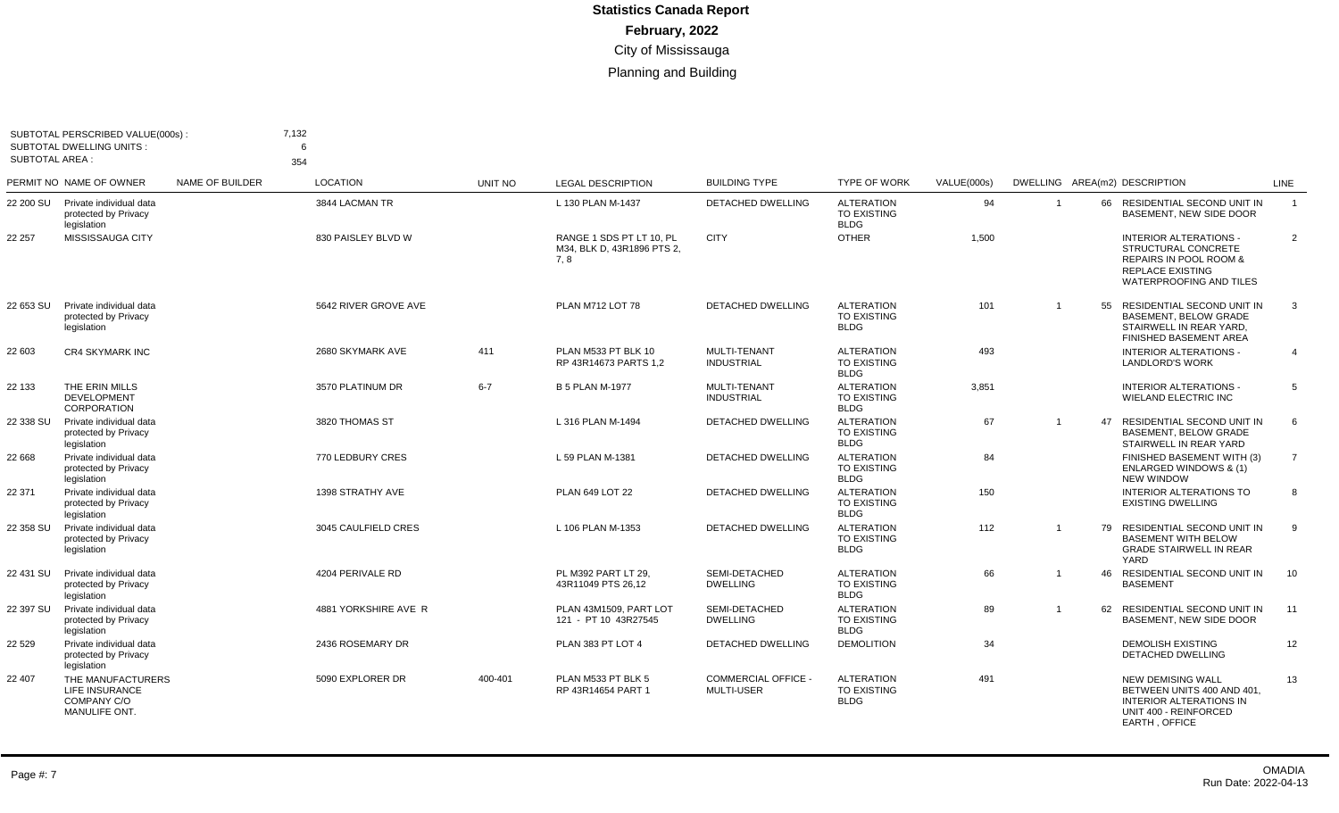# Statistics Canada Report
**February, 2022**
City of Mississauga
Planning and Building

SUBTOTAL PERSCRIBED VALUE(000s) : 7,132
SUBTOTAL DWELLING UNITS : 6
SUBTOTAL AREA : 354

| PERMIT NO | NAME OF OWNER | NAME OF BUILDER | LOCATION | UNIT NO | LEGAL DESCRIPTION | BUILDING TYPE | TYPE OF WORK | VALUE(000s) | DWELLING | AREA(m2) | DESCRIPTION | LINE |
|---|---|---|---|---|---|---|---|---|---|---|---|---|
| 22 200 SU | Private individual data protected by Privacy legislation | | 3844 LACMAN TR | | L 130 PLAN M-1437 | DETACHED DWELLING | ALTERATION TO EXISTING BLDG | 94 | 1 | 66 | RESIDENTIAL SECOND UNIT IN BASEMENT, NEW SIDE DOOR | 1 |
| 22 257 | MISSISSAUGA CITY | | 830 PAISLEY BLVD W | | RANGE 1 SDS PT LT 10, PL M34, BLK D, 43R1896 PTS 2, 7, 8 | CITY | OTHER | 1,500 | | | INTERIOR ALTERATIONS - STRUCTURAL CONCRETE REPAIRS IN POOL ROOM & REPLACE EXISTING WATERPROOFING AND TILES | 2 |
| 22 653 SU | Private individual data protected by Privacy legislation | | 5642 RIVER GROVE AVE | | PLAN M712 LOT 78 | DETACHED DWELLING | ALTERATION TO EXISTING BLDG | 101 | 1 | 55 | RESIDENTIAL SECOND UNIT IN BASEMENT, BELOW GRADE STAIRWELL IN REAR YARD, FINISHED BASEMENT AREA | 3 |
| 22 603 | CR4 SKYMARK INC | | 2680 SKYMARK AVE | 411 | PLAN M533 PT BLK 10 RP 43R14673 PARTS 1,2 | MULTI-TENANT INDUSTRIAL | ALTERATION TO EXISTING BLDG | 493 | | | INTERIOR ALTERATIONS - LANDLORD'S WORK | 4 |
| 22 133 | THE ERIN MILLS DEVELOPMENT CORPORATION | | 3570 PLATINUM DR | 6-7 | B 5 PLAN M-1977 | MULTI-TENANT INDUSTRIAL | ALTERATION TO EXISTING BLDG | 3,851 | | | INTERIOR ALTERATIONS - WIELAND ELECTRIC INC | 5 |
| 22 338 SU | Private individual data protected by Privacy legislation | | 3820 THOMAS ST | | L 316 PLAN M-1494 | DETACHED DWELLING | ALTERATION TO EXISTING BLDG | 67 | 1 | 47 | RESIDENTIAL SECOND UNIT IN BASEMENT, BELOW GRADE STAIRWELL IN REAR YARD | 6 |
| 22 668 | Private individual data protected by Privacy legislation | | 770 LEDBURY CRES | | L 59 PLAN M-1381 | DETACHED DWELLING | ALTERATION TO EXISTING BLDG | 84 | | | FINISHED BASEMENT WITH (3) ENLARGED WINDOWS & (1) NEW WINDOW | 7 |
| 22 371 | Private individual data protected by Privacy legislation | | 1398 STRATHY AVE | | PLAN 649 LOT 22 | DETACHED DWELLING | ALTERATION TO EXISTING BLDG | 150 | | | INTERIOR ALTERATIONS TO EXISTING DWELLING | 8 |
| 22 358 SU | Private individual data protected by Privacy legislation | | 3045 CAULFIELD CRES | | L 106 PLAN M-1353 | DETACHED DWELLING | ALTERATION TO EXISTING BLDG | 112 | 1 | 79 | RESIDENTIAL SECOND UNIT IN BASEMENT WITH BELOW GRADE STAIRWELL IN REAR YARD | 9 |
| 22 431 SU | Private individual data protected by Privacy legislation | | 4204 PERIVALE RD | | PL M392 PART LT 29, 43R11049 PTS 26,12 | SEMI-DETACHED DWELLING | ALTERATION TO EXISTING BLDG | 66 | 1 | 46 | RESIDENTIAL SECOND UNIT IN BASEMENT | 10 |
| 22 397 SU | Private individual data protected by Privacy legislation | | 4881 YORKSHIRE AVE R | | PLAN 43M1509, PART LOT 121 - PT 10 43R27545 | SEMI-DETACHED DWELLING | ALTERATION TO EXISTING BLDG | 89 | 1 | 62 | RESIDENTIAL SECOND UNIT IN BASEMENT, NEW SIDE DOOR | 11 |
| 22 529 | Private individual data protected by Privacy legislation | | 2436 ROSEMARY DR | | PLAN 383 PT LOT 4 | DETACHED DWELLING | DEMOLITION | 34 | | | DEMOLISH EXISTING DETACHED DWELLING | 12 |
| 22 407 | THE MANUFACTURERS LIFE INSURANCE COMPANY C/O MANULIFE ONT. | | 5090 EXPLORER DR | 400-401 | PLAN M533 PT BLK 5 RP 43R14654 PART 1 | COMMERCIAL OFFICE - MULTI-USER | ALTERATION TO EXISTING BLDG | 491 | | | NEW DEMISING WALL BETWEEN UNITS 400 AND 401, INTERIOR ALTERATIONS IN UNIT 400 - REINFORCED EARTH , OFFICE | 13 |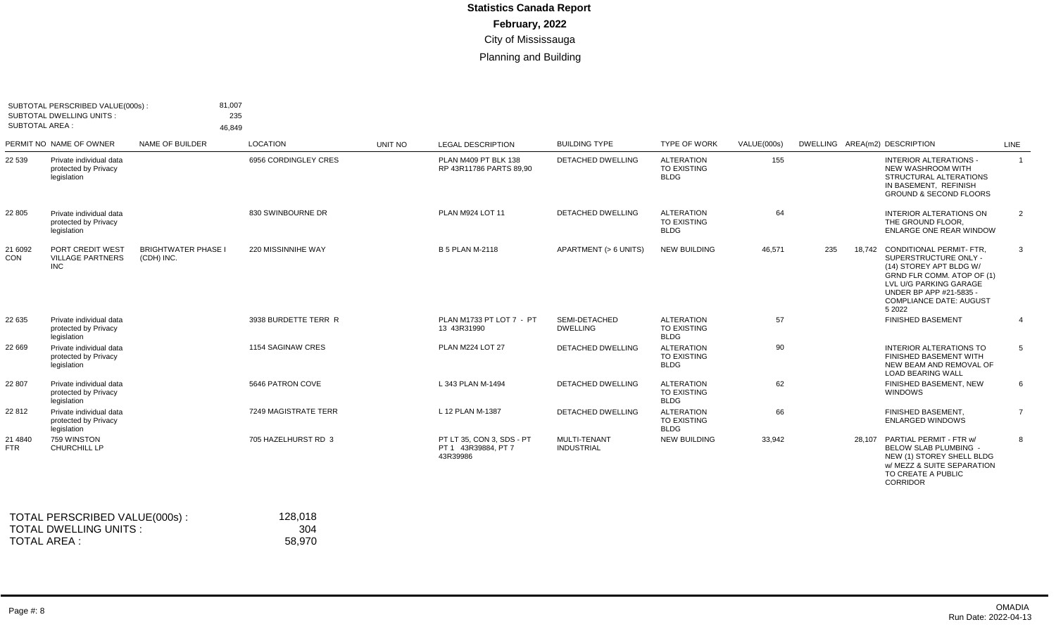# Statistics Canada Report

**February, 2022**

City of Mississauga

Planning and Building

SUBTOTAL PERSCRIBED VALUE(000s) : 81,007
SUBTOTAL DWELLING UNITS : 235
SUBTOTAL AREA : 46,849

| PERMIT NO | NAME OF OWNER | NAME OF BUILDER | LOCATION | UNIT NO | LEGAL DESCRIPTION | BUILDING TYPE | TYPE OF WORK | VALUE(000s) | DWELLING | AREA(m2) | DESCRIPTION | LINE |
|---|---|---|---|---|---|---|---|---|---|---|---|---|
| 22 539 | Private individual data protected by Privacy legislation | | 6956 CORDINGLEY CRES | | PLAN M409 PT BLK 138 RP 43R11786 PARTS 89,90 | DETACHED DWELLING | ALTERATION TO EXISTING BLDG | 155 | | | INTERIOR ALTERATIONS - NEW WASHROOM WITH STRUCTURAL ALTERATIONS IN BASEMENT, REFINISH GROUND & SECOND FLOORS | 1 |
| 22 805 | Private individual data protected by Privacy legislation | | 830 SWINBOURNE DR | | PLAN M924 LOT 11 | DETACHED DWELLING | ALTERATION TO EXISTING BLDG | 64 | | | INTERIOR ALTERATIONS ON THE GROUND FLOOR, ENLARGE ONE REAR WINDOW | 2 |
| 21 6092 CON | PORT CREDIT WEST VILLAGE PARTNERS INC | BRIGHTWATER PHASE I (CDH) INC. | 220 MISSINNIHE WAY | | B 5 PLAN M-2118 | APARTMENT (> 6 UNITS) | NEW BUILDING | 46,571 | 235 | 18,742 | CONDITIONAL PERMIT- FTR, SUPERSTRUCTURE ONLY - (14) STOREY APT BLDG W/ GRND FLR COMM. ATOP OF (1) LVL U/G PARKING GARAGE UNDER BP APP #21-5835 - COMPLIANCE DATE: AUGUST 5 2022 | 3 |
| 22 635 | Private individual data protected by Privacy legislation | | 3938 BURDETTE TERR R | | PLAN M1733 PT LOT 7 - PT 13 43R31990 | SEMI-DETACHED DWELLING | ALTERATION TO EXISTING BLDG | 57 | | | FINISHED BASEMENT | 4 |
| 22 669 | Private individual data protected by Privacy legislation | | 1154 SAGINAW CRES | | PLAN M224 LOT 27 | DETACHED DWELLING | ALTERATION TO EXISTING BLDG | 90 | | | INTERIOR ALTERATIONS TO FINISHED BASEMENT WITH NEW BEAM AND REMOVAL OF LOAD BEARING WALL | 5 |
| 22 807 | Private individual data protected by Privacy legislation | | 5646 PATRON COVE | | L 343 PLAN M-1494 | DETACHED DWELLING | ALTERATION TO EXISTING BLDG | 62 | | | FINISHED BASEMENT, NEW WINDOWS | 6 |
| 22 812 | Private individual data protected by Privacy legislation | | 7249 MAGISTRATE TERR | | L 12 PLAN M-1387 | DETACHED DWELLING | ALTERATION TO EXISTING BLDG | 66 | | | FINISHED BASEMENT, ENLARGED WINDOWS | 7 |
| 21 4840 FTR | 759 WINSTON CHURCHILL LP | | 705 HAZELHURST RD 3 | | PT LT 35, CON 3, SDS - PT PT 1 43R39884, PT 7 43R39986 | MULTI-TENANT INDUSTRIAL | NEW BUILDING | 33,942 | | 28,107 | PARTIAL PERMIT - FTR w/ BELOW SLAB PLUMBING - NEW (1) STOREY SHELL BLDG w/ MEZZ & SUITE SEPARATION TO CREATE A PUBLIC CORRIDOR | 8 |

TOTAL PERSCRIBED VALUE(000s) : 128,018
TOTAL DWELLING UNITS : 304
TOTAL AREA : 58,970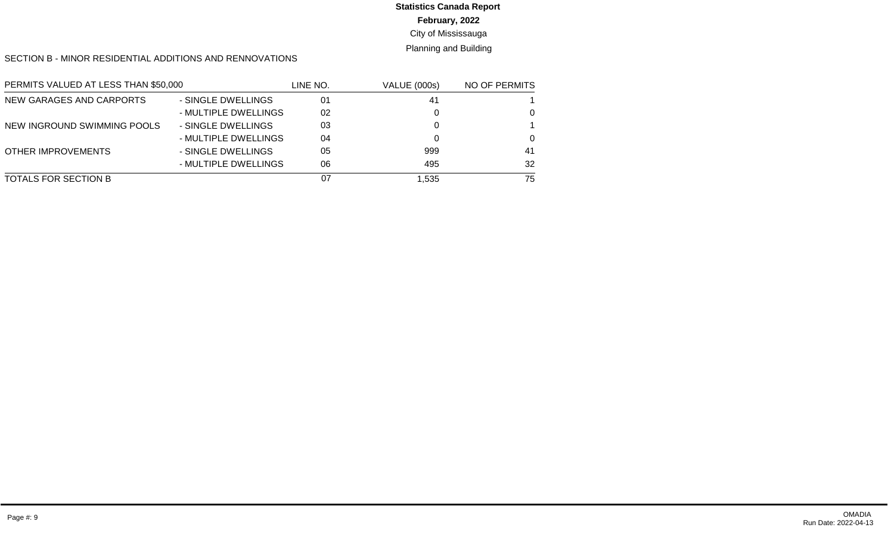**Statistics Canada Report**

**February, 2022**

City of Mississauga

Planning and Building

SECTION B - MINOR RESIDENTIAL ADDITIONS AND RENNOVATIONS

| PERMITS VALUED AT LESS THAN $50,000 | | LINE NO. | VALUE (000s) | NO OF PERMITS |
|---|---|---|---|---|
| NEW GARAGES AND CARPORTS | - SINGLE DWELLINGS | 01 | 41 | 1 |
| | - MULTIPLE DWELLINGS | 02 | 0 | 0 |
| NEW INGROUND SWIMMING POOLS | - SINGLE DWELLINGS | 03 | 0 | 1 |
| | - MULTIPLE DWELLINGS | 04 | 0 | 0 |
| OTHER IMPROVEMENTS | - SINGLE DWELLINGS | 05 | 999 | 41 |
| | - MULTIPLE DWELLINGS | 06 | 495 | 32 |
| TOTALS FOR SECTION B | | 07 | 1,535 | 75 |

OMADIA
Run Date: 2022-04-13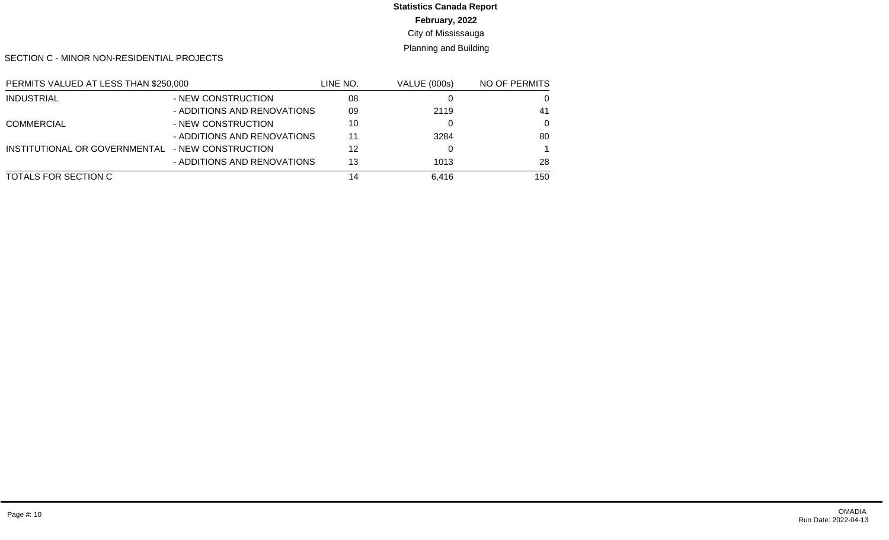**Statistics Canada Report**

**February, 2022**

City of Mississauga

Planning and Building

SECTION C - MINOR NON-RESIDENTIAL PROJECTS

| PERMITS VALUED AT LESS THAN $250,000 | | LINE NO. | VALUE (000s) | NO OF PERMITS |
|---|---|---|---|---|
| INDUSTRIAL | - NEW CONSTRUCTION | 08 | 0 | 0 |
| | - ADDITIONS AND RENOVATIONS | 09 | 2119 | 41 |
| COMMERCIAL | - NEW CONSTRUCTION | 10 | 0 | 0 |
| | - ADDITIONS AND RENOVATIONS | 11 | 3284 | 80 |
| INSTITUTIONAL OR GOVERNMENTAL | - NEW CONSTRUCTION | 12 | 0 | 1 |
| | - ADDITIONS AND RENOVATIONS | 13 | 1013 | 28 |
| TOTALS FOR SECTION C | | 14 | 6,416 | 150 |

OMADIA
Run Date: 2022-04-13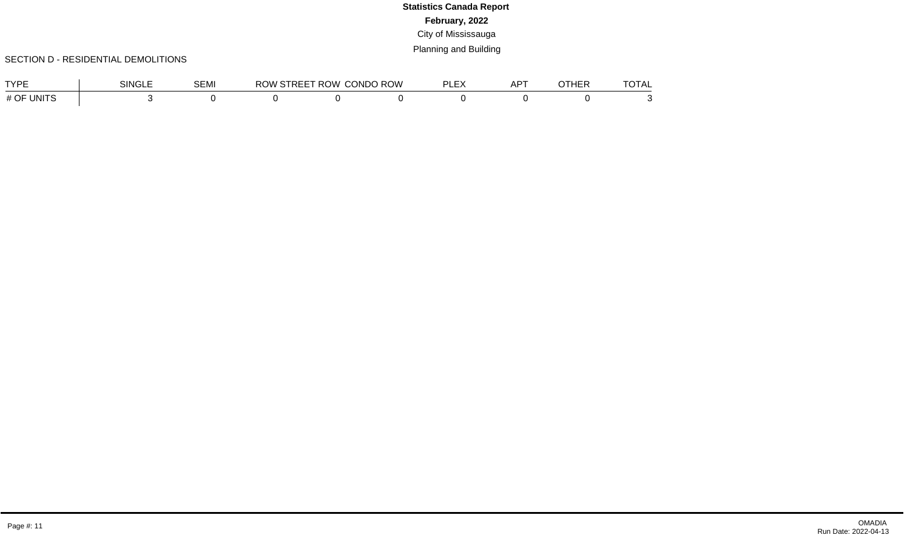**Statistics Canada Report**

**February, 2022**

City of Mississauga

Planning and Building

SECTION D - RESIDENTIAL DEMOLITIONS

| TYPE | SINGLE | SEMI | ROW | STREET ROW | CONDO ROW | PLEX | APT | OTHER | TOTAL |
|---|---|---|---|---|---|---|---|---|---|
| # OF UNITS | 3 | 0 | 0 | 0 | 0 | 0 | 0 | 0 | 3 |

OMADIA
Run Date: 2022-04-13